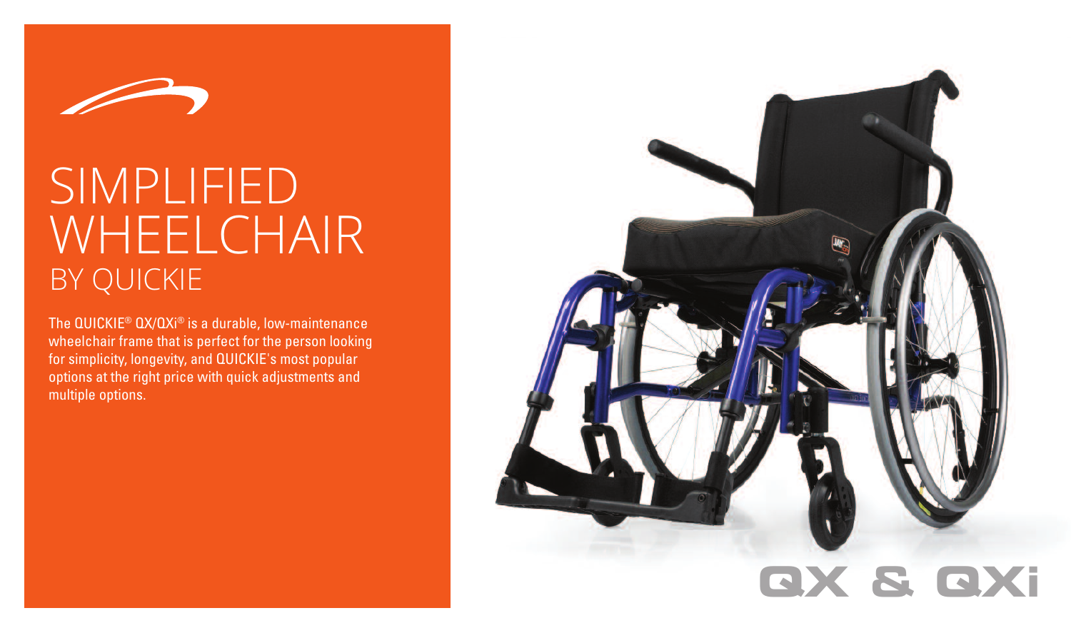# SIMPLIFIED WHEELCHAIR

## BY QUICKIE

The QUICKIE® QX/QXi® is a durable, low-maintenance wheelchair frame that is perfect for the person looking for simplicity, longevity, and QUICKIE's most popular options at the right price with quick adjustments and multiple options.

QX & QXi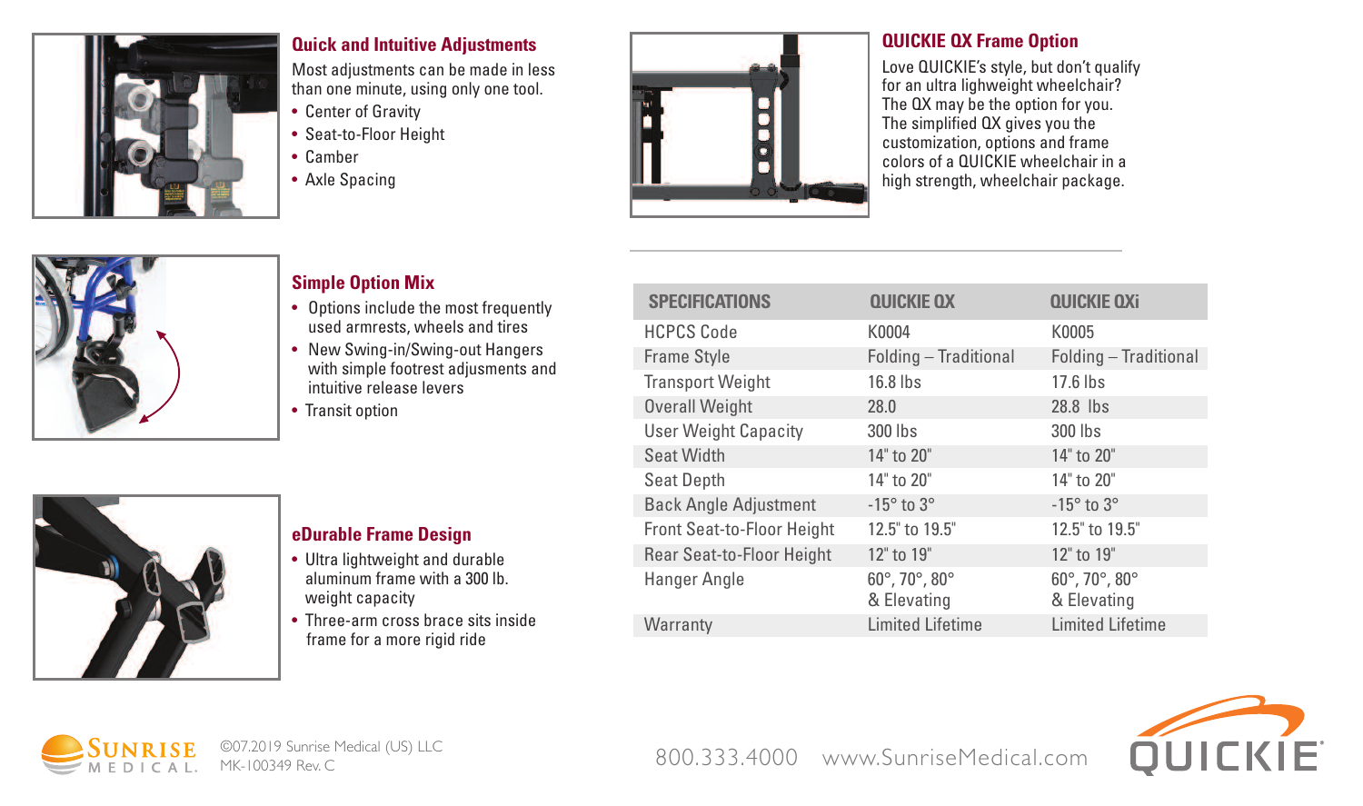## Quick and Intuitive Adjustments

Most adjustments can be made in less than one minute, using only one tool.

- Center of Gravity
- Seat-to-Floor Height
- Camber
- Axle Spacing

## Simple Option Mix

- Options include the most frequently used armrests, wheels and tires
- New Swing-in/Swing-out Hangers with simple footrest adjusments and intuitive release levers
- Transit option

## eDurable Frame Design

- Ultra lightweight and durable aluminum frame with a 300 lb. weight capacity
- Three-arm cross brace sits inside frame for a more rigid ride

## QUICKIE QX Frame Option

Love QUICKIE's style, but don't qualify for an ultra lighweight wheelchair? The QX may be the option for you. The simplified QX gives you the customization, options and frame colors of a QUICKIE wheelchair in a high strength, wheelchair package.

| SPECIFICATIONS | QUICKIE QX | QUICKIE QXi |
|---|---|---|
| HCPCS Code | K0004 | K0005 |
| Frame Style | Folding – Traditional | Folding – Traditional |
| Transport Weight | 16.8 lbs | 17.6 lbs |
| Overall Weight | 28.0 | 28.8 lbs |
| User Weight Capacity | 300 lbs | 300 lbs |
| Seat Width | 14" to 20" | 14" to 20" |
| Seat Depth | 14" to 20" | 14" to 20" |
| Back Angle Adjustment | -15° to 3° | -15° to 3° |
| Front Seat-to-Floor Height | 12.5" to 19.5" | 12.5" to 19.5" |
| Rear Seat-to-Floor Height | 12" to 19" | 12" to 19" |
| Hanger Angle | 60°, 70°, 80° & Elevating | 60°, 70°, 80° & Elevating |
| Warranty | Limited Lifetime | Limited Lifetime |

SUNRISE MEDICAL.

©07.2019 Sunrise Medical (US) LLC
MK-100349 Rev. C

800.333.4000 www.SunriseMedical.com

QUICKIE®